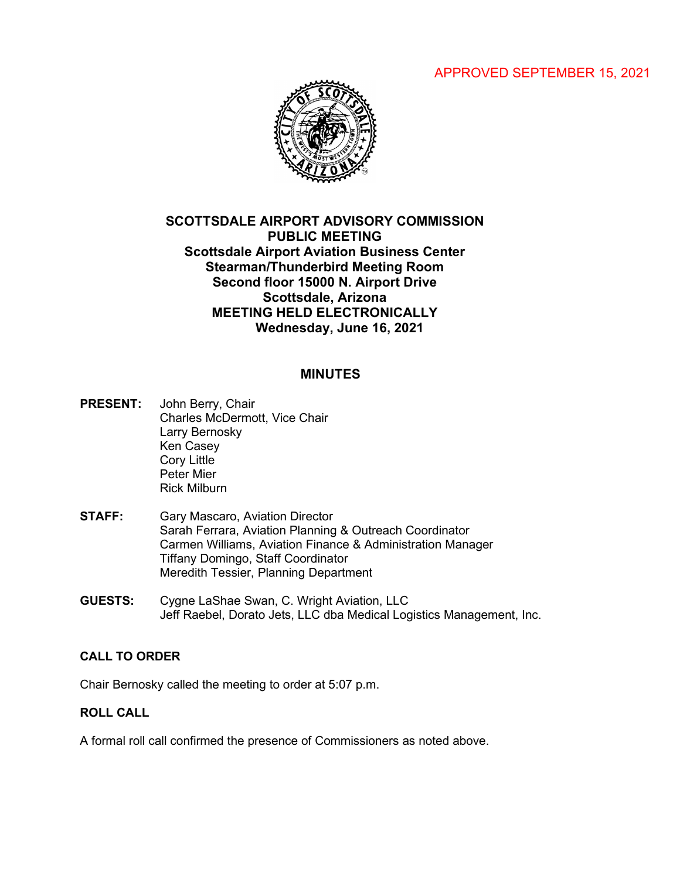APPROVED SEPTEMBER 15, 2021

# SCOTTSDALE AIRPORT ADVISORY COMMISSION
## PUBLIC MEETING
### Scottsdale Airport Aviation Business Center
### Stearman/Thunderbird Meeting Room
### Second floor 15000 N. Airport Drive
### Scottsdale, Arizona
### MEETING HELD ELECTRONICALLY
### Wednesday, June 16, 2021

## MINUTES

**PRESENT:** John Berry, Chair
Charles McDermott, Vice Chair
Larry Bernosky
Ken Casey
Cory Little
Peter Mier
Rick Milburn

**STAFF:** Gary Mascaro, Aviation Director
Sarah Ferrara, Aviation Planning & Outreach Coordinator
Carmen Williams, Aviation Finance & Administration Manager
Tiffany Domingo, Staff Coordinator
Meredith Tessier, Planning Department

**GUESTS:** Cygne LaShae Swan, C. Wright Aviation, LLC
Jeff Raebel, Dorato Jets, LLC dba Medical Logistics Management, Inc.

### CALL TO ORDER

Chair Bernosky called the meeting to order at 5:07 p.m.

### ROLL CALL

A formal roll call confirmed the presence of Commissioners as noted above.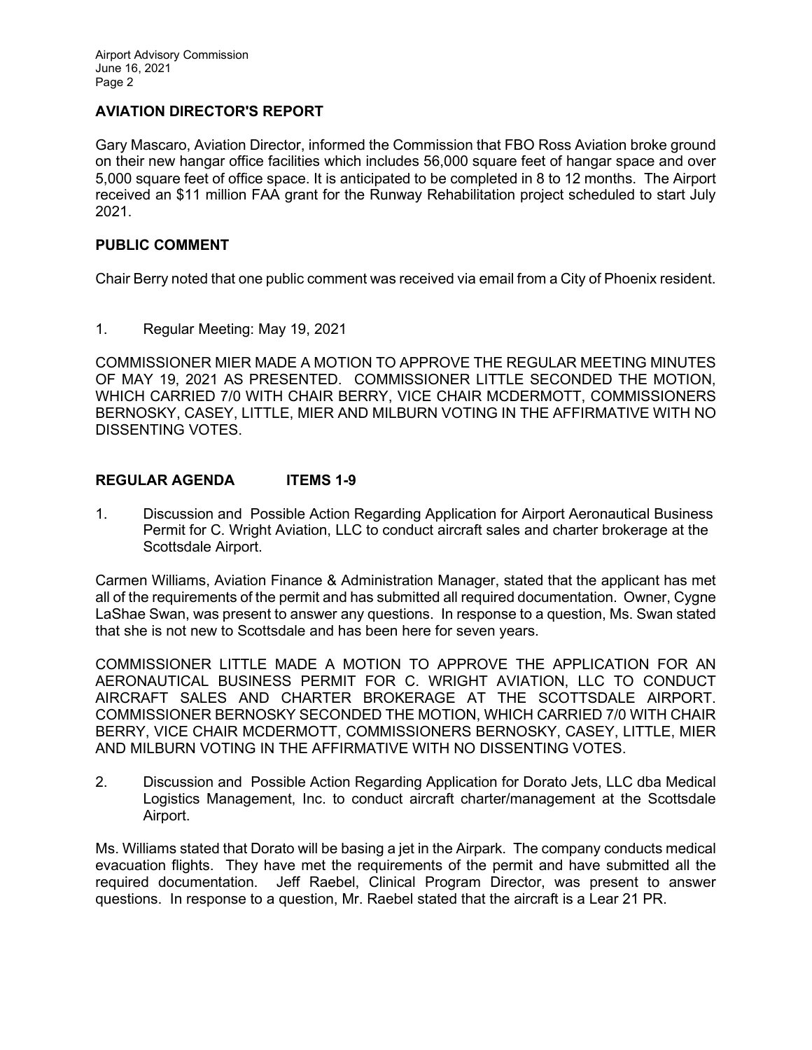## AVIATION DIRECTOR'S REPORT

Gary Mascaro, Aviation Director, informed the Commission that FBO Ross Aviation broke ground on their new hangar office facilities which includes 56,000 square feet of hangar space and over 5,000 square feet of office space. It is anticipated to be completed in 8 to 12 months. The Airport received an $11 million FAA grant for the Runway Rehabilitation project scheduled to start July 2021.

## PUBLIC COMMENT

Chair Berry noted that one public comment was received via email from a City of Phoenix resident.

1. Regular Meeting: May 19, 2021

COMMISSIONER MIER MADE A MOTION TO APPROVE THE REGULAR MEETING MINUTES OF MAY 19, 2021 AS PRESENTED. COMMISSIONER LITTLE SECONDED THE MOTION, WHICH CARRIED 7/0 WITH CHAIR BERRY, VICE CHAIR MCDERMOTT, COMMISSIONERS BERNOSKY, CASEY, LITTLE, MIER AND MILBURN VOTING IN THE AFFIRMATIVE WITH NO DISSENTING VOTES.

## REGULAR AGENDA ITEMS 1-9

1. Discussion and Possible Action Regarding Application for Airport Aeronautical Business Permit for C. Wright Aviation, LLC to conduct aircraft sales and charter brokerage at the Scottsdale Airport.

Carmen Williams, Aviation Finance & Administration Manager, stated that the applicant has met all of the requirements of the permit and has submitted all required documentation. Owner, Cygne LaShae Swan, was present to answer any questions. In response to a question, Ms. Swan stated that she is not new to Scottsdale and has been here for seven years.

COMMISSIONER LITTLE MADE A MOTION TO APPROVE THE APPLICATION FOR AN AERONAUTICAL BUSINESS PERMIT FOR C. WRIGHT AVIATION, LLC TO CONDUCT AIRCRAFT SALES AND CHARTER BROKERAGE AT THE SCOTTSDALE AIRPORT. COMMISSIONER BERNOSKY SECONDED THE MOTION, WHICH CARRIED 7/0 WITH CHAIR BERRY, VICE CHAIR MCDERMOTT, COMMISSIONERS BERNOSKY, CASEY, LITTLE, MIER AND MILBURN VOTING IN THE AFFIRMATIVE WITH NO DISSENTING VOTES.

2. Discussion and Possible Action Regarding Application for Dorato Jets, LLC dba Medical Logistics Management, Inc. to conduct aircraft charter/management at the Scottsdale Airport.

Ms. Williams stated that Dorato will be basing a jet in the Airpark. The company conducts medical evacuation flights. They have met the requirements of the permit and have submitted all the required documentation. Jeff Raebel, Clinical Program Director, was present to answer questions. In response to a question, Mr. Raebel stated that the aircraft is a Lear 21 PR.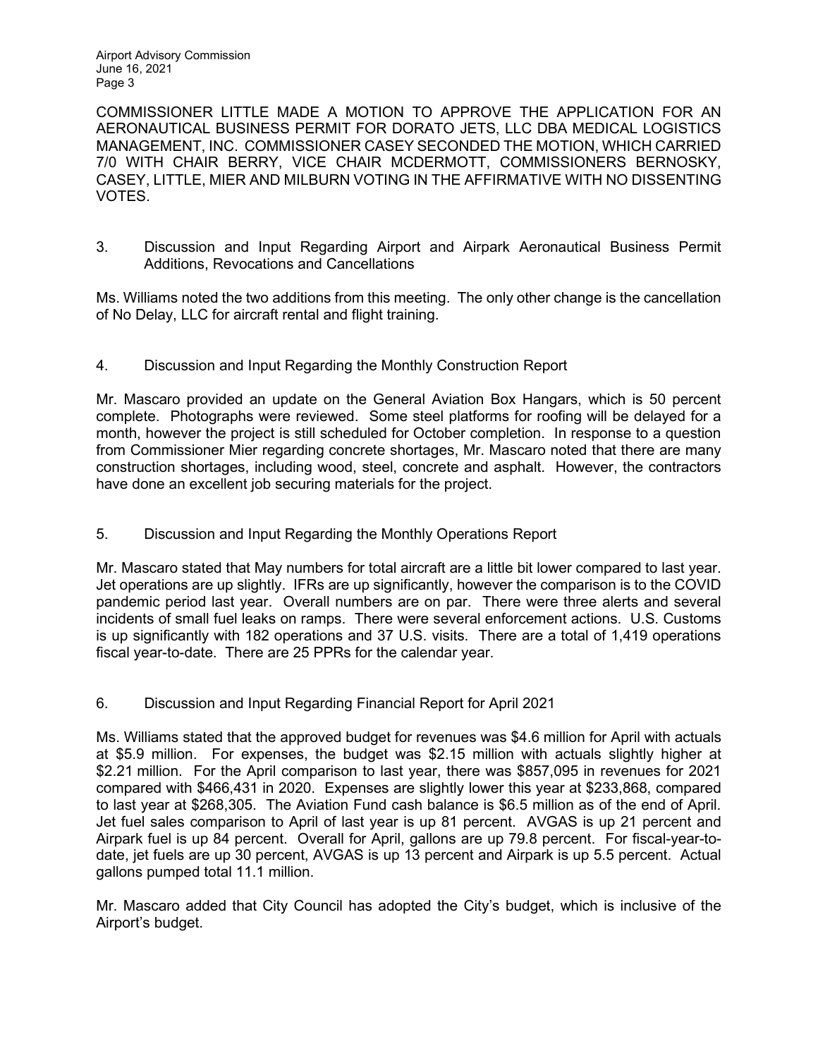COMMISSIONER LITTLE MADE A MOTION TO APPROVE THE APPLICATION FOR AN AERONAUTICAL BUSINESS PERMIT FOR DORATO JETS, LLC DBA MEDICAL LOGISTICS MANAGEMENT, INC. COMMISSIONER CASEY SECONDED THE MOTION, WHICH CARRIED 7/0 WITH CHAIR BERRY, VICE CHAIR MCDERMOTT, COMMISSIONERS BERNOSKY, CASEY, LITTLE, MIER AND MILBURN VOTING IN THE AFFIRMATIVE WITH NO DISSENTING VOTES.

3. Discussion and Input Regarding Airport and Airpark Aeronautical Business Permit Additions, Revocations and Cancellations

Ms. Williams noted the two additions from this meeting. The only other change is the cancellation of No Delay, LLC for aircraft rental and flight training.

4. Discussion and Input Regarding the Monthly Construction Report

Mr. Mascaro provided an update on the General Aviation Box Hangars, which is 50 percent complete. Photographs were reviewed. Some steel platforms for roofing will be delayed for a month, however the project is still scheduled for October completion. In response to a question from Commissioner Mier regarding concrete shortages, Mr. Mascaro noted that there are many construction shortages, including wood, steel, concrete and asphalt. However, the contractors have done an excellent job securing materials for the project.

5. Discussion and Input Regarding the Monthly Operations Report

Mr. Mascaro stated that May numbers for total aircraft are a little bit lower compared to last year. Jet operations are up slightly. IFRs are up significantly, however the comparison is to the COVID pandemic period last year. Overall numbers are on par. There were three alerts and several incidents of small fuel leaks on ramps. There were several enforcement actions. U.S. Customs is up significantly with 182 operations and 37 U.S. visits. There are a total of 1,419 operations fiscal year-to-date. There are 25 PPRs for the calendar year.

6. Discussion and Input Regarding Financial Report for April 2021

Ms. Williams stated that the approved budget for revenues was $4.6 million for April with actuals at $5.9 million. For expenses, the budget was $2.15 million with actuals slightly higher at $2.21 million. For the April comparison to last year, there was $857,095 in revenues for 2021 compared with $466,431 in 2020. Expenses are slightly lower this year at $233,868, compared to last year at $268,305. The Aviation Fund cash balance is $6.5 million as of the end of April. Jet fuel sales comparison to April of last year is up 81 percent. AVGAS is up 21 percent and Airpark fuel is up 84 percent. Overall for April, gallons are up 79.8 percent. For fiscal-year-to-date, jet fuels are up 30 percent, AVGAS is up 13 percent and Airpark is up 5.5 percent. Actual gallons pumped total 11.1 million.

Mr. Mascaro added that City Council has adopted the City's budget, which is inclusive of the Airport's budget.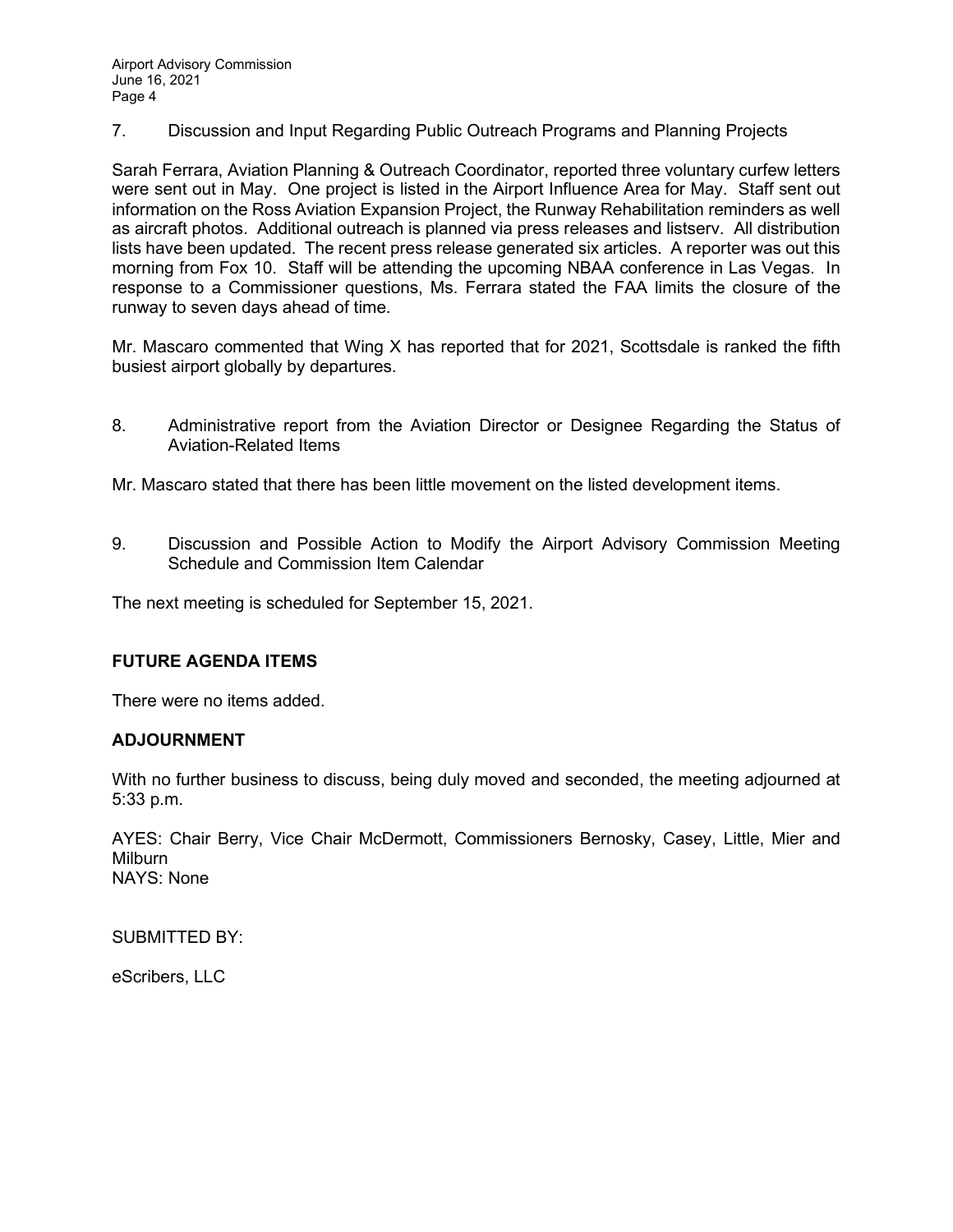7. Discussion and Input Regarding Public Outreach Programs and Planning Projects

Sarah Ferrara, Aviation Planning & Outreach Coordinator, reported three voluntary curfew letters were sent out in May. One project is listed in the Airport Influence Area for May. Staff sent out information on the Ross Aviation Expansion Project, the Runway Rehabilitation reminders as well as aircraft photos. Additional outreach is planned via press releases and listserv. All distribution lists have been updated. The recent press release generated six articles. A reporter was out this morning from Fox 10. Staff will be attending the upcoming NBAA conference in Las Vegas. In response to a Commissioner questions, Ms. Ferrara stated the FAA limits the closure of the runway to seven days ahead of time.

Mr. Mascaro commented that Wing X has reported that for 2021, Scottsdale is ranked the fifth busiest airport globally by departures.

8. Administrative report from the Aviation Director or Designee Regarding the Status of Aviation-Related Items

Mr. Mascaro stated that there has been little movement on the listed development items.

9. Discussion and Possible Action to Modify the Airport Advisory Commission Meeting Schedule and Commission Item Calendar

The next meeting is scheduled for September 15, 2021.

**FUTURE AGENDA ITEMS**

There were no items added.

**ADJOURNMENT**

With no further business to discuss, being duly moved and seconded, the meeting adjourned at 5:33 p.m.

AYES: Chair Berry, Vice Chair McDermott, Commissioners Bernosky, Casey, Little, Mier and Milburn
NAYS: None

SUBMITTED BY:

eScribers, LLC